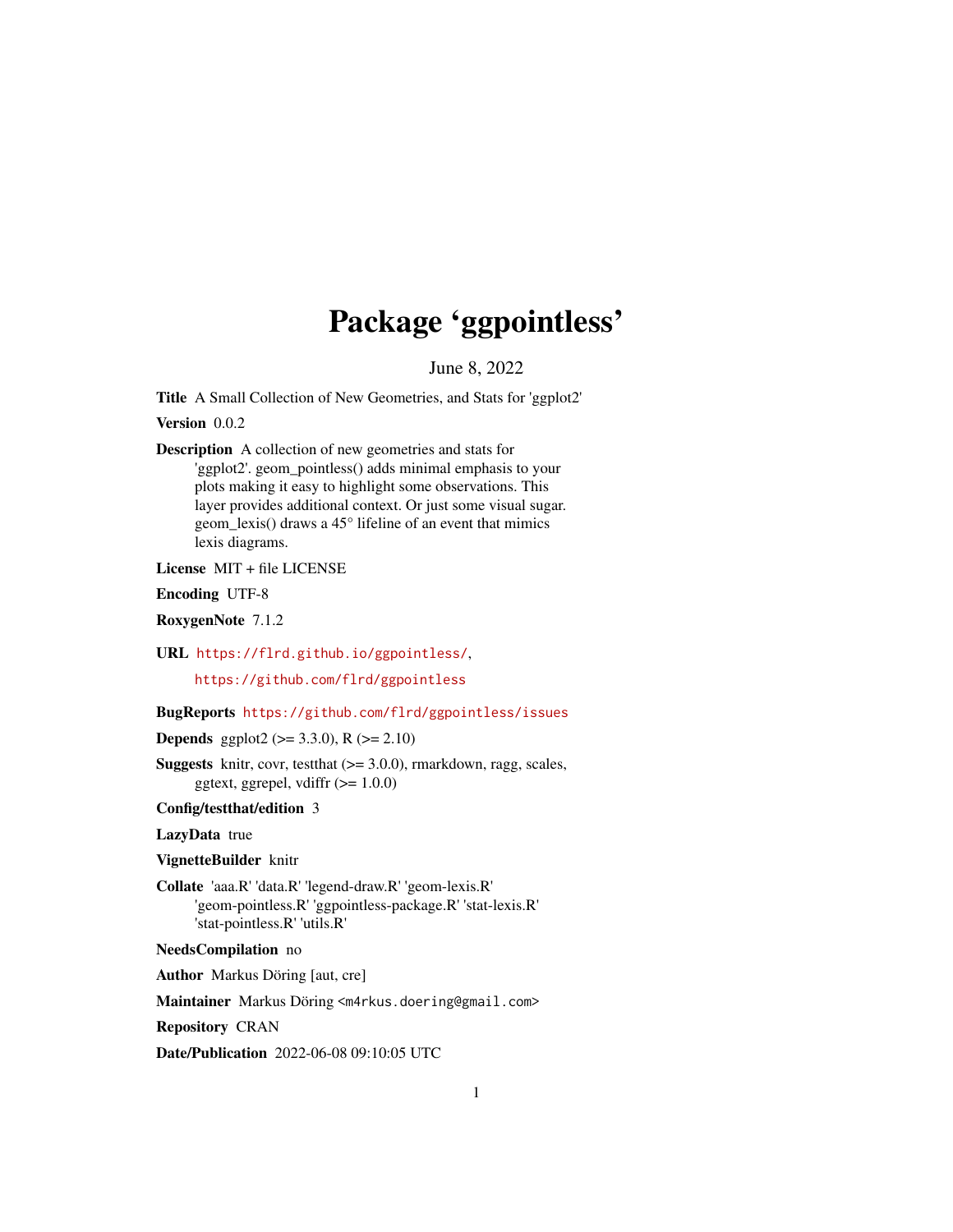# Package 'ggpointless'

June 8, 2022

**Title** A Small Collection of New Geometries, and Stats for 'ggplot2'

**Version** 0.0.2

**Description** A collection of new geometries and stats for 'ggplot2'. geom_pointless() adds minimal emphasis to your plots making it easy to highlight some observations. This layer provides additional context. Or just some visual sugar. geom_lexis() draws a 45° lifeline of an event that mimics lexis diagrams.

**License** MIT + file LICENSE

**Encoding** UTF-8

**RoxygenNote** 7.1.2

**URL** https://flrd.github.io/ggpointless/, https://github.com/flrd/ggpointless

**BugReports** https://github.com/flrd/ggpointless/issues

**Depends** ggplot2 (>= 3.3.0), R (>= 2.10)

**Suggests** knitr, covr, testthat (>= 3.0.0), rmarkdown, ragg, scales, ggtext, ggrepel, vdiffr (>= 1.0.0)

**Config/testthat/edition** 3

**LazyData** true

**VignetteBuilder** knitr

**Collate** 'aaa.R' 'data.R' 'legend-draw.R' 'geom-lexis.R' 'geom-pointless.R' 'ggpointless-package.R' 'stat-lexis.R' 'stat-pointless.R' 'utils.R'

**NeedsCompilation** no

**Author** Markus Döring [aut, cre]

**Maintainer** Markus Döring <m4rkus.doering@gmail.com>

**Repository** CRAN

**Date/Publication** 2022-06-08 09:10:05 UTC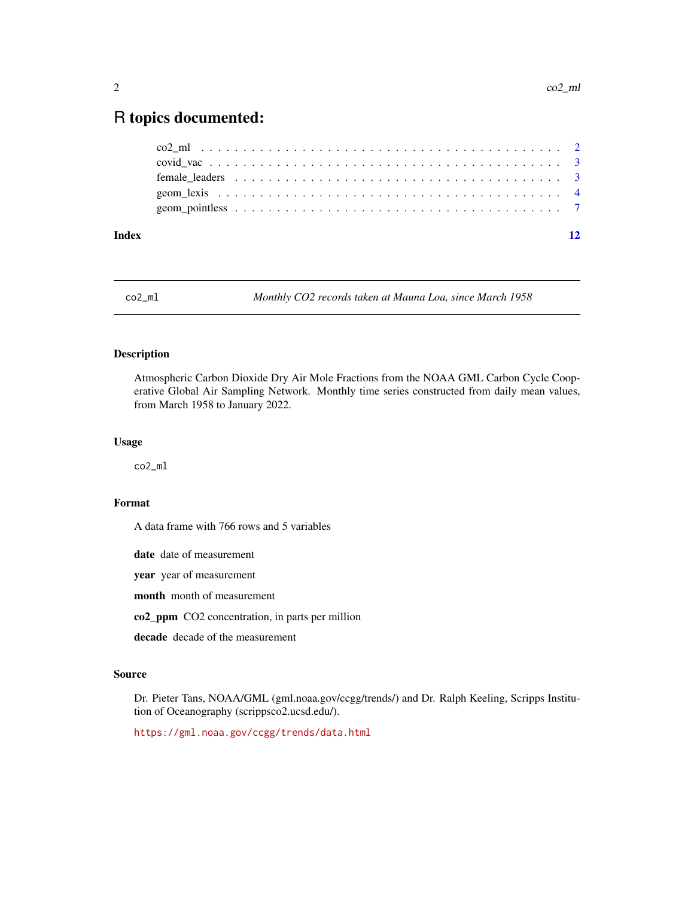# R topics documented:

co2_ml . . . . . . . . . . . . . . . . . . . . . . . . . . . . . . . . . . . . . . . . . . 2
covid_vac . . . . . . . . . . . . . . . . . . . . . . . . . . . . . . . . . . . . . . . . 3
female_leaders . . . . . . . . . . . . . . . . . . . . . . . . . . . . . . . . . . . . . 3
geom_lexis . . . . . . . . . . . . . . . . . . . . . . . . . . . . . . . . . . . . . . . 4
geom_pointless . . . . . . . . . . . . . . . . . . . . . . . . . . . . . . . . . . . . 7

**Index** **12**

---

`co2_ml` *Monthly CO2 records taken at Mauna Loa, since March 1958*

---

### Description

Atmospheric Carbon Dioxide Dry Air Mole Fractions from the NOAA GML Carbon Cycle Cooperative Global Air Sampling Network. Monthly time series constructed from daily mean values, from March 1958 to January 2022.

### Usage

```
co2_ml
```

### Format

A data frame with 766 rows and 5 variables

**date** date of measurement

**year** year of measurement

**month** month of measurement

**co2_ppm** CO2 concentration, in parts per million

**decade** decade of the measurement

### Source

Dr. Pieter Tans, NOAA/GML (gml.noaa.gov/ccgg/trends/) and Dr. Ralph Keeling, Scripps Institution of Oceanography (scrippsco2.ucsd.edu/).

https://gml.noaa.gov/ccgg/trends/data.html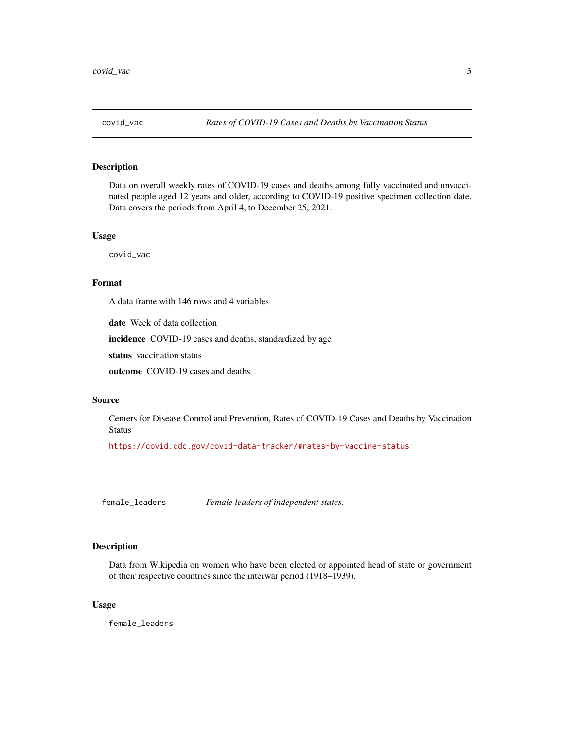## covid_vac — *Rates of COVID-19 Cases and Deaths by Vaccination Status*

### Description

Data on overall weekly rates of COVID-19 cases and deaths among fully vaccinated and unvaccinated people aged 12 years and older, according to COVID-19 positive specimen collection date. Data covers the periods from April 4, to December 25, 2021.

### Usage

```
covid_vac
```

### Format

A data frame with 146 rows and 4 variables

**date** Week of data collection

**incidence** COVID-19 cases and deaths, standardized by age

**status** vaccination status

**outcome** COVID-19 cases and deaths

### Source

Centers for Disease Control and Prevention, Rates of COVID-19 Cases and Deaths by Vaccination Status

https://covid.cdc.gov/covid-data-tracker/#rates-by-vaccine-status

## female_leaders — *Female leaders of independent states.*

### Description

Data from Wikipedia on women who have been elected or appointed head of state or government of their respective countries since the interwar period (1918–1939).

### Usage

```
female_leaders
```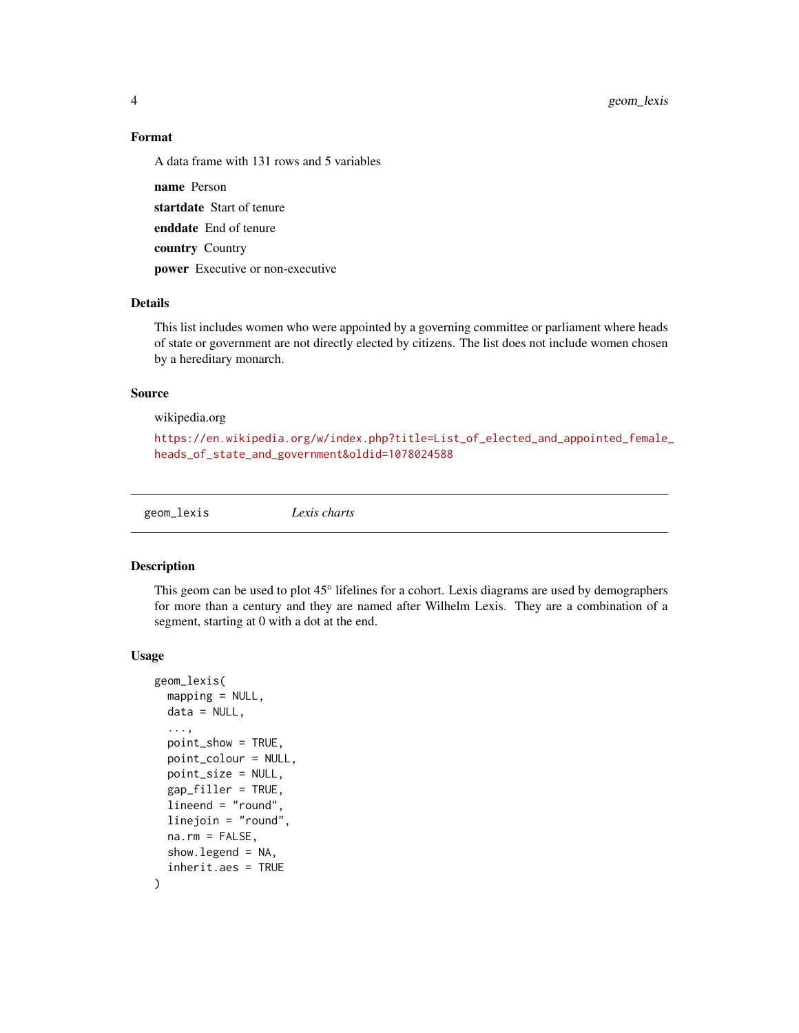### Format

A data frame with 131 rows and 5 variables

**name** Person

**startdate** Start of tenure

**enddate** End of tenure

**country** Country

**power** Executive or non-executive

### Details

This list includes women who were appointed by a governing committee or parliament where heads of state or government are not directly elected by citizens. The list does not include women chosen by a hereditary monarch.

### Source

wikipedia.org

https://en.wikipedia.org/w/index.php?title=List_of_elected_and_appointed_female_heads_of_state_and_government&oldid=1078024588

---

## geom_lexis *Lexis charts*

---

### Description

This geom can be used to plot 45° lifelines for a cohort. Lexis diagrams are used by demographers for more than a century and they are named after Wilhelm Lexis. They are a combination of a segment, starting at 0 with a dot at the end.

### Usage

```
geom_lexis(
  mapping = NULL,
  data = NULL,
  ...,
  point_show = TRUE,
  point_colour = NULL,
  point_size = NULL,
  gap_filler = TRUE,
  lineend = "round",
  linejoin = "round",
  na.rm = FALSE,
  show.legend = NA,
  inherit.aes = TRUE
)
```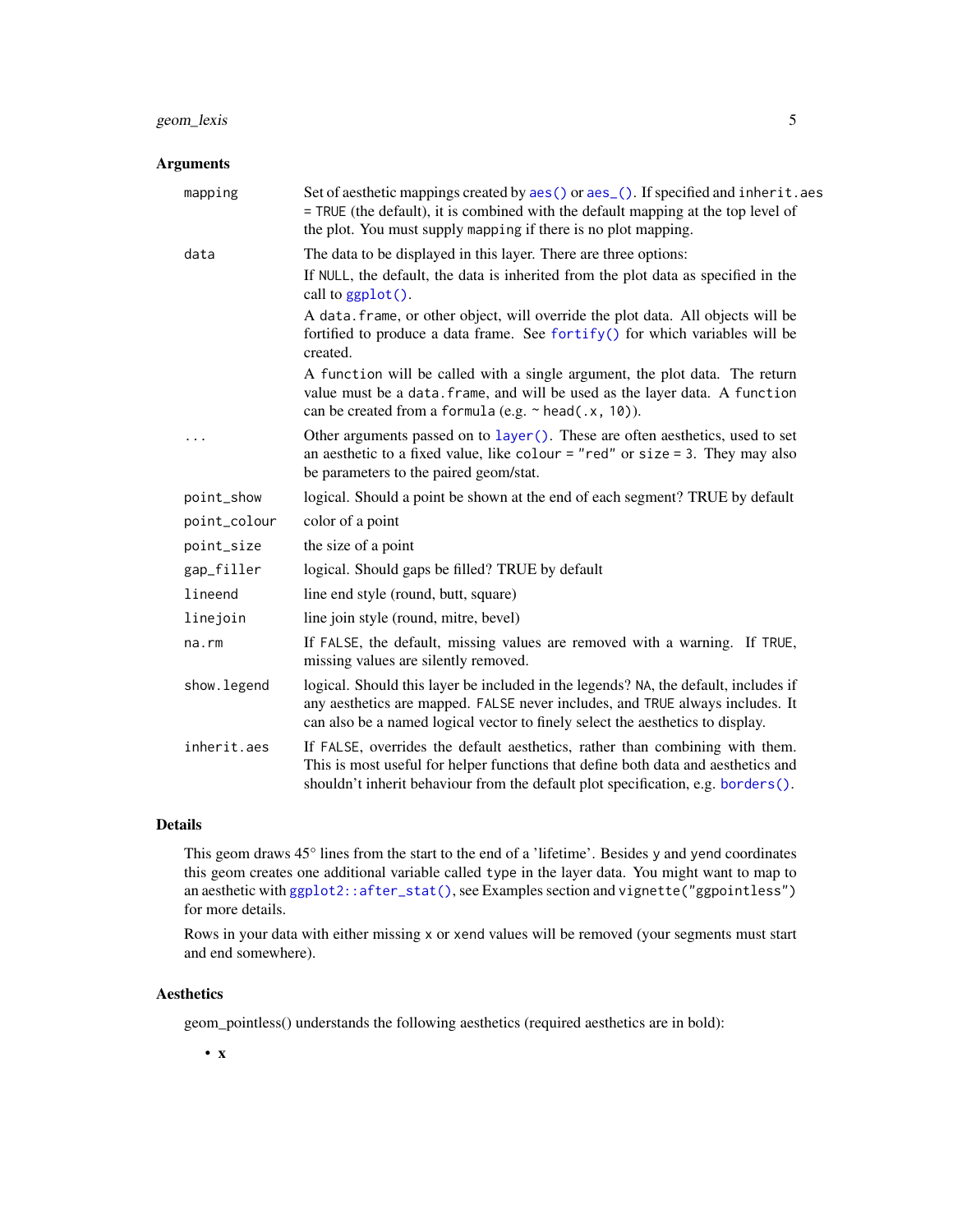### Arguments

| | |
|---|---|
| `mapping` | Set of aesthetic mappings created by `aes()` or `aes_()`. If specified and `inherit.aes = TRUE` (the default), it is combined with the default mapping at the top level of the plot. You must supply `mapping` if there is no plot mapping. |
| `data` | The data to be displayed in this layer. There are three options: If `NULL`, the default, the data is inherited from the plot data as specified in the call to `ggplot()`. A `data.frame`, or other object, will override the plot data. All objects will be fortified to produce a data frame. See `fortify()` for which variables will be created. A `function` will be called with a single argument, the plot data. The return value must be a `data.frame`, and will be used as the layer data. A `function` can be created from a `formula` (e.g. `~ head(.x, 10)`). |
| `...` | Other arguments passed on to `layer()`. These are often aesthetics, used to set an aesthetic to a fixed value, like `colour = "red"` or `size = 3`. They may also be parameters to the paired geom/stat. |
| `point_show` | logical. Should a point be shown at the end of each segment? TRUE by default |
| `point_colour` | color of a point |
| `point_size` | the size of a point |
| `gap_filler` | logical. Should gaps be filled? TRUE by default |
| `lineend` | line end style (round, butt, square) |
| `linejoin` | line join style (round, mitre, bevel) |
| `na.rm` | If `FALSE`, the default, missing values are removed with a warning. If `TRUE`, missing values are silently removed. |
| `show.legend` | logical. Should this layer be included in the legends? `NA`, the default, includes if any aesthetics are mapped. `FALSE` never includes, and `TRUE` always includes. It can also be a named logical vector to finely select the aesthetics to display. |
| `inherit.aes` | If `FALSE`, overrides the default aesthetics, rather than combining with them. This is most useful for helper functions that define both data and aesthetics and shouldn't inherit behaviour from the default plot specification, e.g. `borders()`. |

### Details

This geom draws 45° lines from the start to the end of a 'lifetime'. Besides `y` and `yend` coordinates this geom creates one additional variable called `type` in the layer data. You might want to map to an aesthetic with `ggplot2::after_stat()`, see Examples section and `vignette("ggpointless")` for more details.

Rows in your data with either missing `x` or `xend` values will be removed (your segments must start and end somewhere).

### Aesthetics

geom_pointless() understands the following aesthetics (required aesthetics are in bold):

- **x**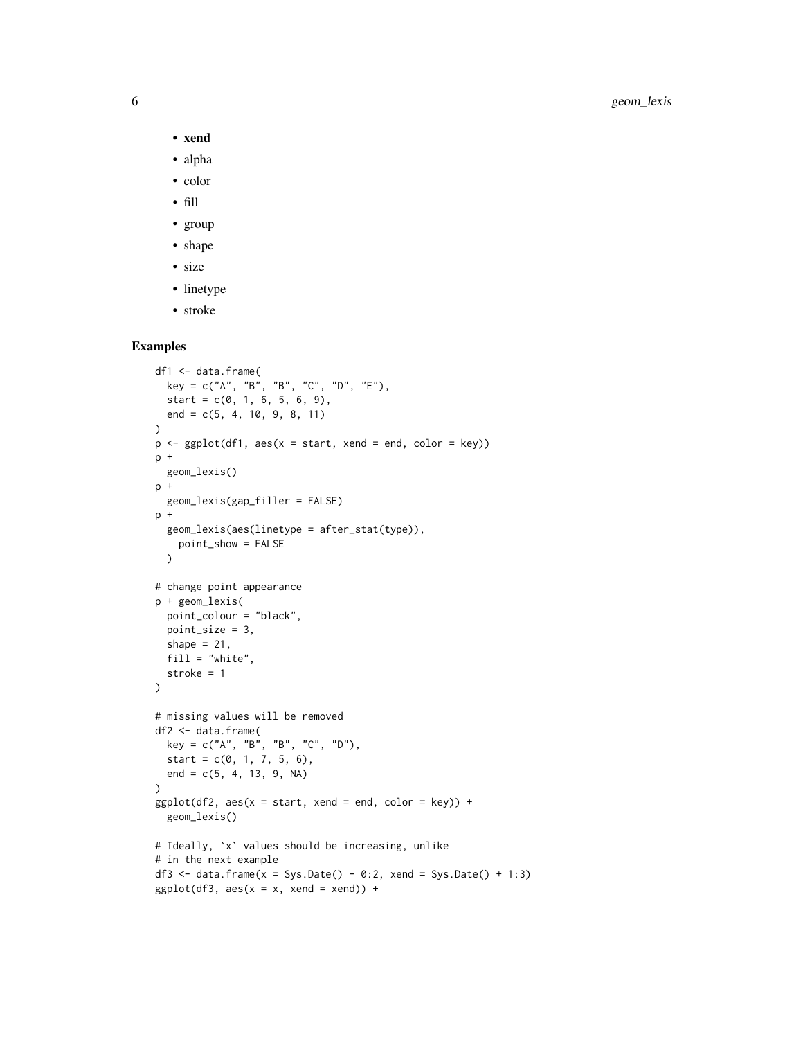- **xend**
- alpha
- color
- fill
- group
- shape
- size
- linetype
- stroke

## Examples

```
df1 <- data.frame(
  key = c("A", "B", "B", "C", "D", "E"),
  start = c(0, 1, 6, 5, 6, 9),
  end = c(5, 4, 10, 9, 8, 11)
)
p <- ggplot(df1, aes(x = start, xend = end, color = key))
p +
  geom_lexis()
p +
  geom_lexis(gap_filler = FALSE)
p +
  geom_lexis(aes(linetype = after_stat(type)),
    point_show = FALSE
  )

# change point appearance
p + geom_lexis(
  point_colour = "black",
  point_size = 3,
  shape = 21,
  fill = "white",
  stroke = 1
)

# missing values will be removed
df2 <- data.frame(
  key = c("A", "B", "B", "C", "D"),
  start = c(0, 1, 7, 5, 6),
  end = c(5, 4, 13, 9, NA)
)
ggplot(df2, aes(x = start, xend = end, color = key)) +
  geom_lexis()

# Ideally, `x` values should be increasing, unlike
# in the next example
df3 <- data.frame(x = Sys.Date() - 0:2, xend = Sys.Date() + 1:3)
ggplot(df3, aes(x = x, xend = xend)) +
```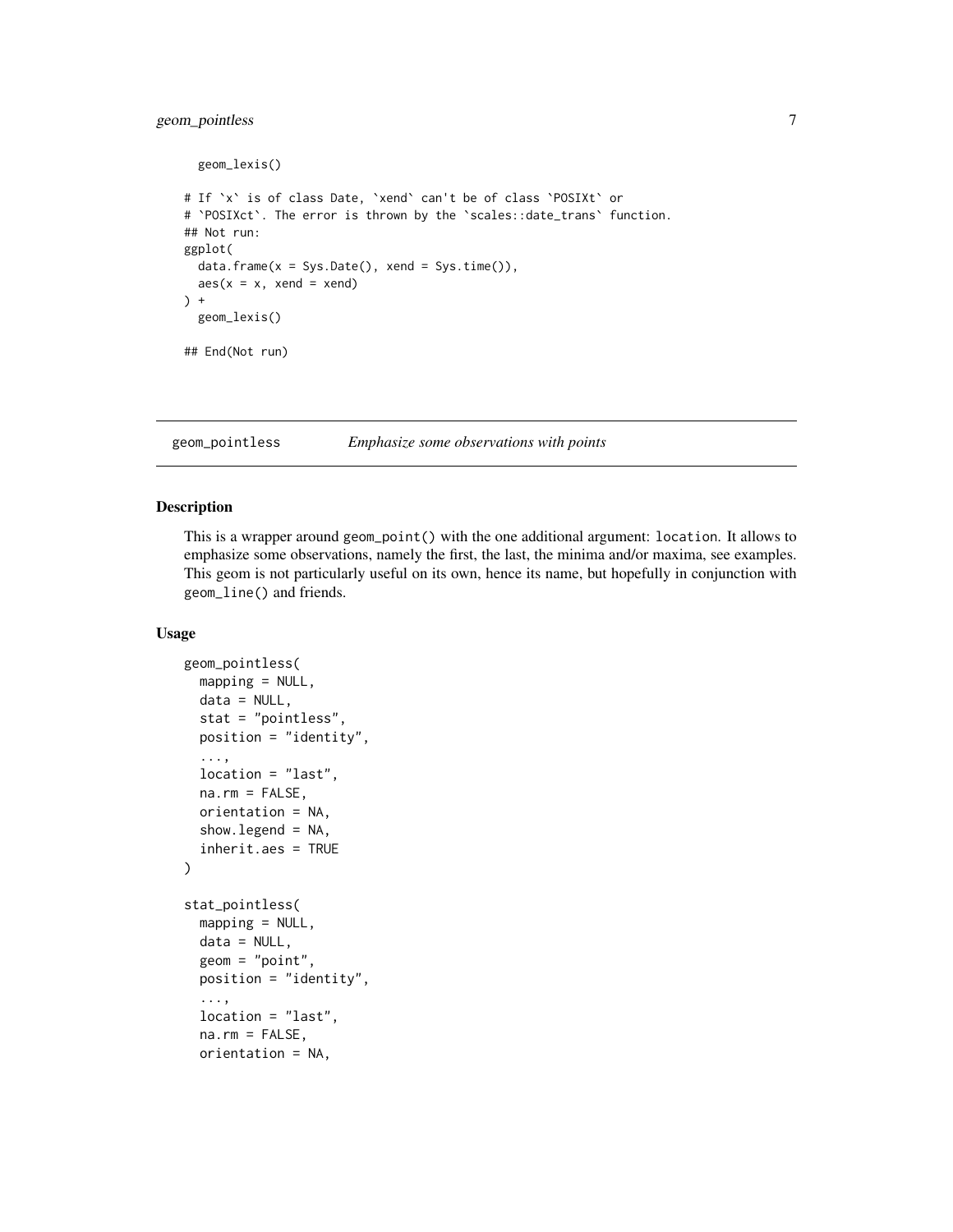```
  geom_lexis()

# If `x` is of class Date, `xend` can't be of class `POSIXt` or
# `POSIXct`. The error is thrown by the `scales::date_trans` function.
## Not run:
ggplot(
  data.frame(x = Sys.Date(), xend = Sys.time()),
  aes(x = x, xend = xend)
) +
  geom_lexis()

## End(Not run)
```

## geom_pointless — *Emphasize some observations with points*

### Description

This is a wrapper around `geom_point()` with the one additional argument: `location`. It allows to emphasize some observations, namely the first, the last, the minima and/or maxima, see examples. This geom is not particularly useful on its own, hence its name, but hopefully in conjunction with `geom_line()` and friends.

### Usage

```
geom_pointless(
  mapping = NULL,
  data = NULL,
  stat = "pointless",
  position = "identity",
  ...,
  location = "last",
  na.rm = FALSE,
  orientation = NA,
  show.legend = NA,
  inherit.aes = TRUE
)

stat_pointless(
  mapping = NULL,
  data = NULL,
  geom = "point",
  position = "identity",
  ...,
  location = "last",
  na.rm = FALSE,
  orientation = NA,
```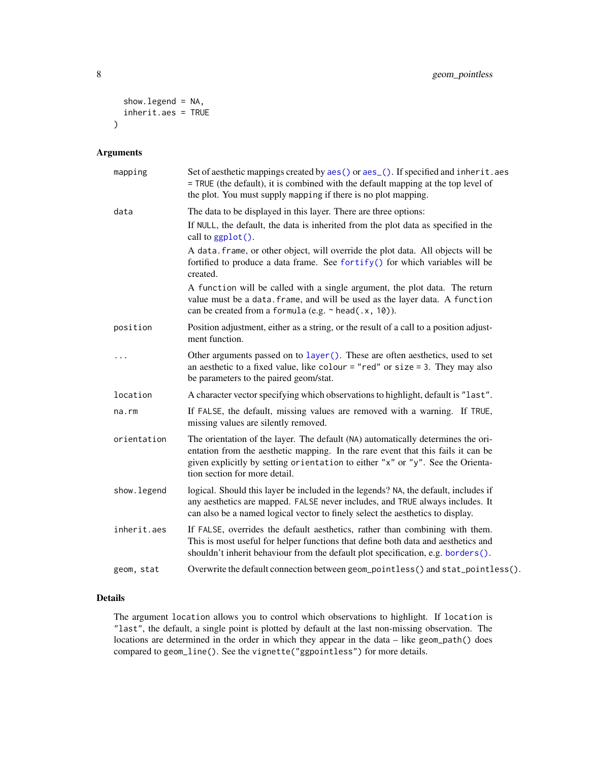```
  show.legend = NA,
  inherit.aes = TRUE
)
```

## Arguments

| | |
|---|---|
| mapping | Set of aesthetic mappings created by `aes()` or `aes_()`. If specified and `inherit.aes = TRUE` (the default), it is combined with the default mapping at the top level of the plot. You must supply `mapping` if there is no plot mapping. |
| data | The data to be displayed in this layer. There are three options:<br>If `NULL`, the default, the data is inherited from the plot data as specified in the call to `ggplot()`.<br>A `data.frame`, or other object, will override the plot data. All objects will be fortified to produce a data frame. See `fortify()` for which variables will be created.<br>A `function` will be called with a single argument, the plot data. The return value must be a `data.frame`, and will be used as the layer data. A `function` can be created from a `formula` (e.g. `~ head(.x, 10)`). |
| position | Position adjustment, either as a string, or the result of a call to a position adjustment function. |
| ... | Other arguments passed on to `layer()`. These are often aesthetics, used to set an aesthetic to a fixed value, like `colour = "red"` or `size = 3`. They may also be parameters to the paired geom/stat. |
| location | A character vector specifying which observations to highlight, default is `"last"`. |
| na.rm | If `FALSE`, the default, missing values are removed with a warning. If `TRUE`, missing values are silently removed. |
| orientation | The orientation of the layer. The default (`NA`) automatically determines the orientation from the aesthetic mapping. In the rare event that this fails it can be given explicitly by setting `orientation` to either `"x"` or `"y"`. See the Orientation section for more detail. |
| show.legend | logical. Should this layer be included in the legends? `NA`, the default, includes if any aesthetics are mapped. `FALSE` never includes, and `TRUE` always includes. It can also be a named logical vector to finely select the aesthetics to display. |
| inherit.aes | If `FALSE`, overrides the default aesthetics, rather than combining with them. This is most useful for helper functions that define both data and aesthetics and shouldn't inherit behaviour from the default plot specification, e.g. `borders()`. |
| geom, stat | Overwrite the default connection between `geom_pointless()` and `stat_pointless()`. |

## Details

The argument `location` allows you to control which observations to highlight. If `location` is `"last"`, the default, a single point is plotted by default at the last non-missing observation. The locations are determined in the order in which they appear in the data – like `geom_path()` does compared to `geom_line()`. See the `vignette("ggpointless")` for more details.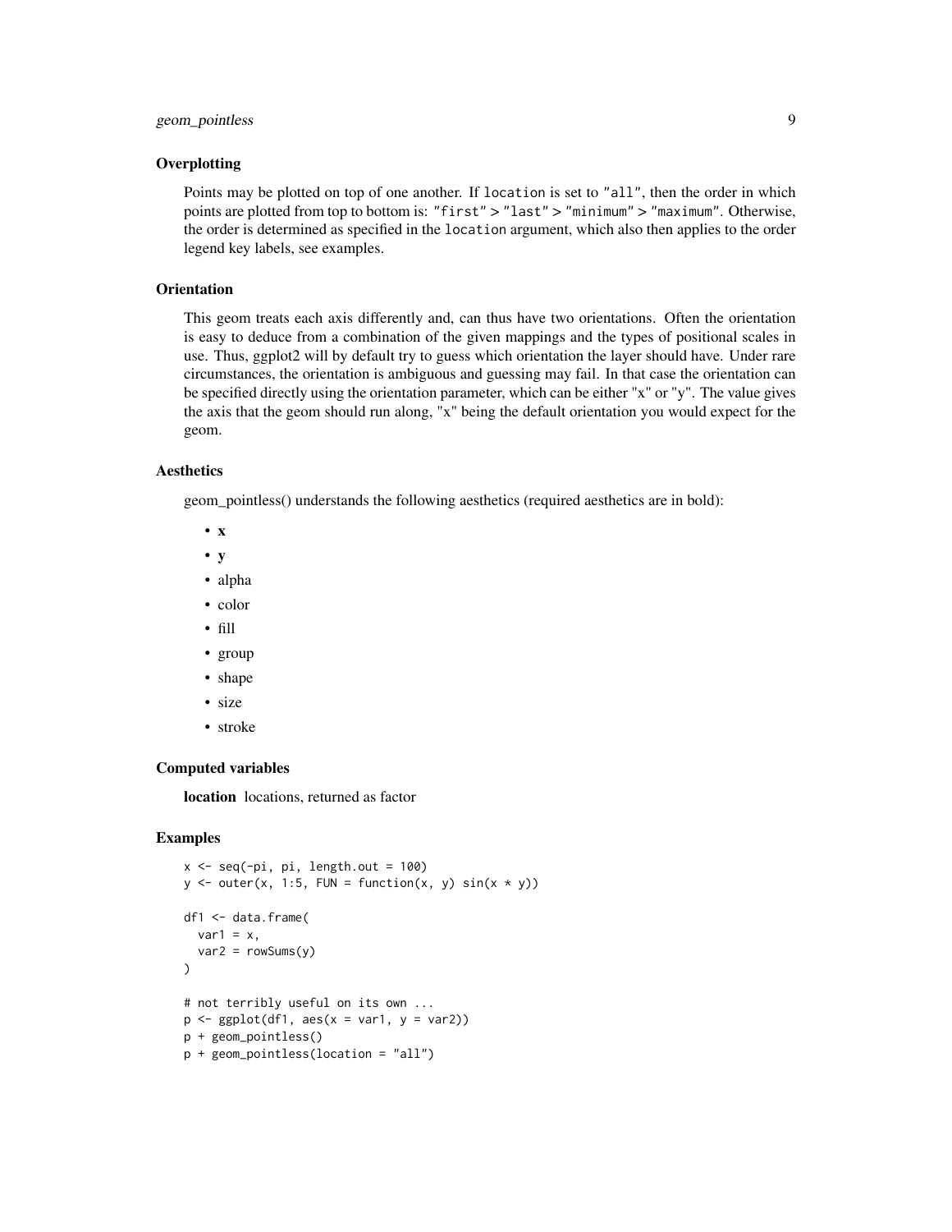### Overplotting

Points may be plotted on top of one another. If `location` is set to `"all"`, then the order in which points are plotted from top to bottom is: `"first"` > `"last"` > `"minimum"` > `"maximum"`. Otherwise, the order is determined as specified in the `location` argument, which also then applies to the order legend key labels, see examples.

### Orientation

This geom treats each axis differently and, can thus have two orientations. Often the orientation is easy to deduce from a combination of the given mappings and the types of positional scales in use. Thus, ggplot2 will by default try to guess which orientation the layer should have. Under rare circumstances, the orientation is ambiguous and guessing may fail. In that case the orientation can be specified directly using the orientation parameter, which can be either "x" or "y". The value gives the axis that the geom should run along, "x" being the default orientation you would expect for the geom.

### Aesthetics

geom_pointless() understands the following aesthetics (required aesthetics are in bold):

- **x**
- **y**
- alpha
- color
- fill
- group
- shape
- size
- stroke

### Computed variables

**location** locations, returned as factor

### Examples

```
x <- seq(-pi, pi, length.out = 100)
y <- outer(x, 1:5, FUN = function(x, y) sin(x * y))

df1 <- data.frame(
  var1 = x,
  var2 = rowSums(y)
)

# not terribly useful on its own ...
p <- ggplot(df1, aes(x = var1, y = var2))
p + geom_pointless()
p + geom_pointless(location = "all")
```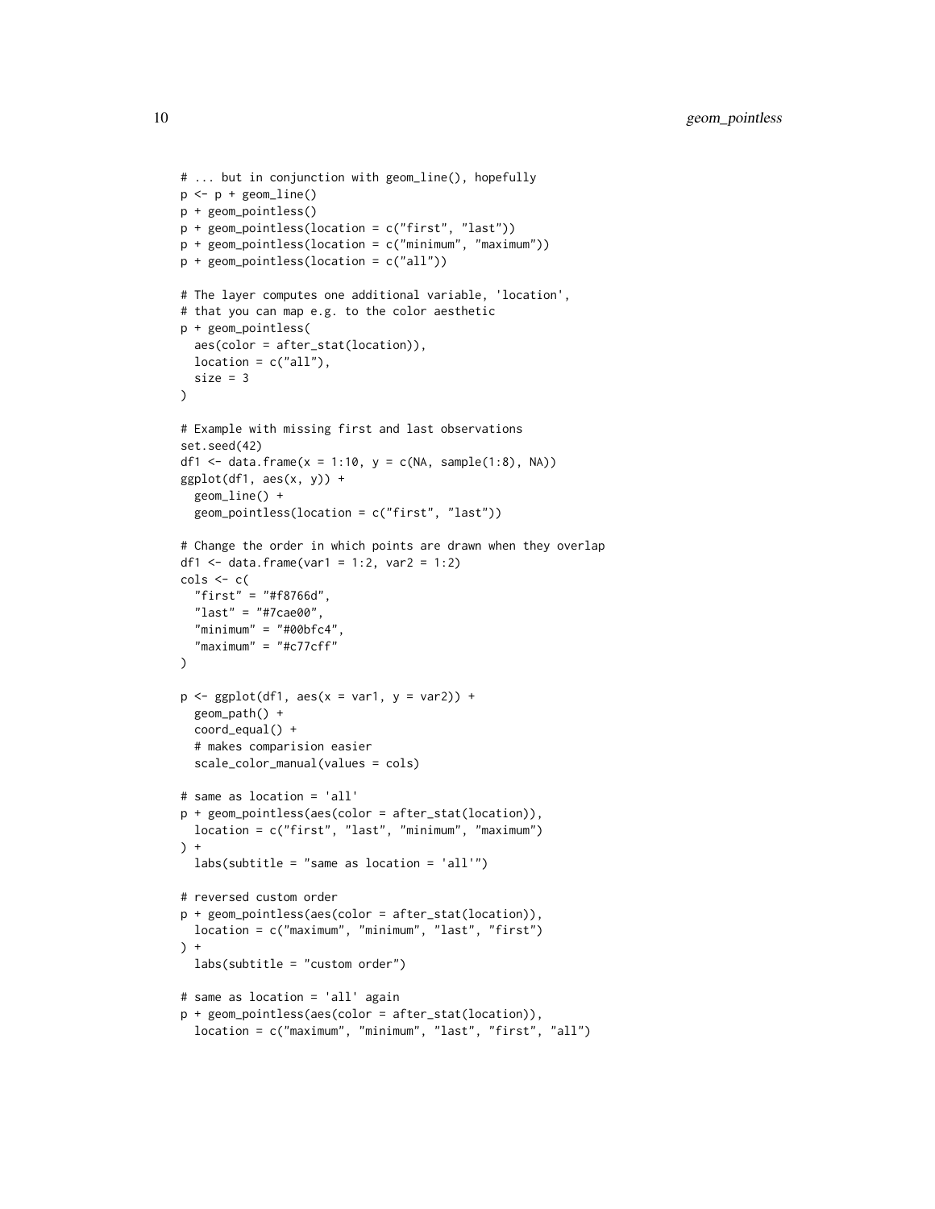```
# ... but in conjunction with geom_line(), hopefully
p <- p + geom_line()
p + geom_pointless()
p + geom_pointless(location = c("first", "last"))
p + geom_pointless(location = c("minimum", "maximum"))
p + geom_pointless(location = c("all"))

# The layer computes one additional variable, 'location',
# that you can map e.g. to the color aesthetic
p + geom_pointless(
  aes(color = after_stat(location)),
  location = c("all"),
  size = 3
)

# Example with missing first and last observations
set.seed(42)
df1 <- data.frame(x = 1:10, y = c(NA, sample(1:8), NA))
ggplot(df1, aes(x, y)) +
  geom_line() +
  geom_pointless(location = c("first", "last"))

# Change the order in which points are drawn when they overlap
df1 <- data.frame(var1 = 1:2, var2 = 1:2)
cols <- c(
  "first" = "#f8766d",
  "last" = "#7cae00",
  "minimum" = "#00bfc4",
  "maximum" = "#c77cff"
)

p <- ggplot(df1, aes(x = var1, y = var2)) +
  geom_path() +
  coord_equal() +
  # makes comparision easier
  scale_color_manual(values = cols)

# same as location = 'all'
p + geom_pointless(aes(color = after_stat(location)),
  location = c("first", "last", "minimum", "maximum")
) +
  labs(subtitle = "same as location = 'all'")

# reversed custom order
p + geom_pointless(aes(color = after_stat(location)),
  location = c("maximum", "minimum", "last", "first")
) +
  labs(subtitle = "custom order")

# same as location = 'all' again
p + geom_pointless(aes(color = after_stat(location)),
  location = c("maximum", "minimum", "last", "first", "all")
```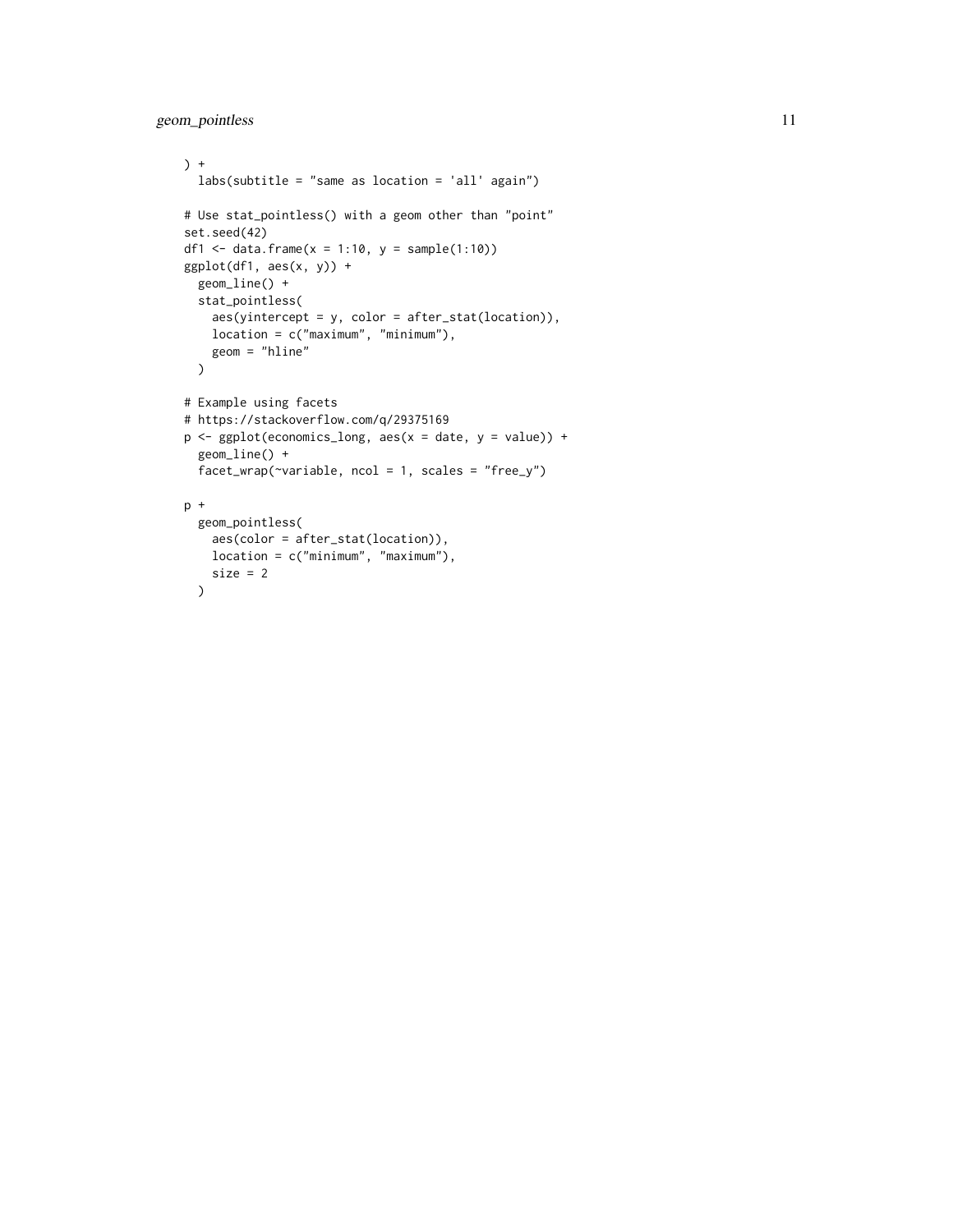```
) +
  labs(subtitle = "same as location = 'all' again")

# Use stat_pointless() with a geom other than "point"
set.seed(42)
df1 <- data.frame(x = 1:10, y = sample(1:10))
ggplot(df1, aes(x, y)) +
  geom_line() +
  stat_pointless(
    aes(yintercept = y, color = after_stat(location)),
    location = c("maximum", "minimum"),
    geom = "hline"
  )

# Example using facets
# https://stackoverflow.com/q/29375169
p <- ggplot(economics_long, aes(x = date, y = value)) +
  geom_line() +
  facet_wrap(~variable, ncol = 1, scales = "free_y")

p +
  geom_pointless(
    aes(color = after_stat(location)),
    location = c("minimum", "maximum"),
    size = 2
  )
```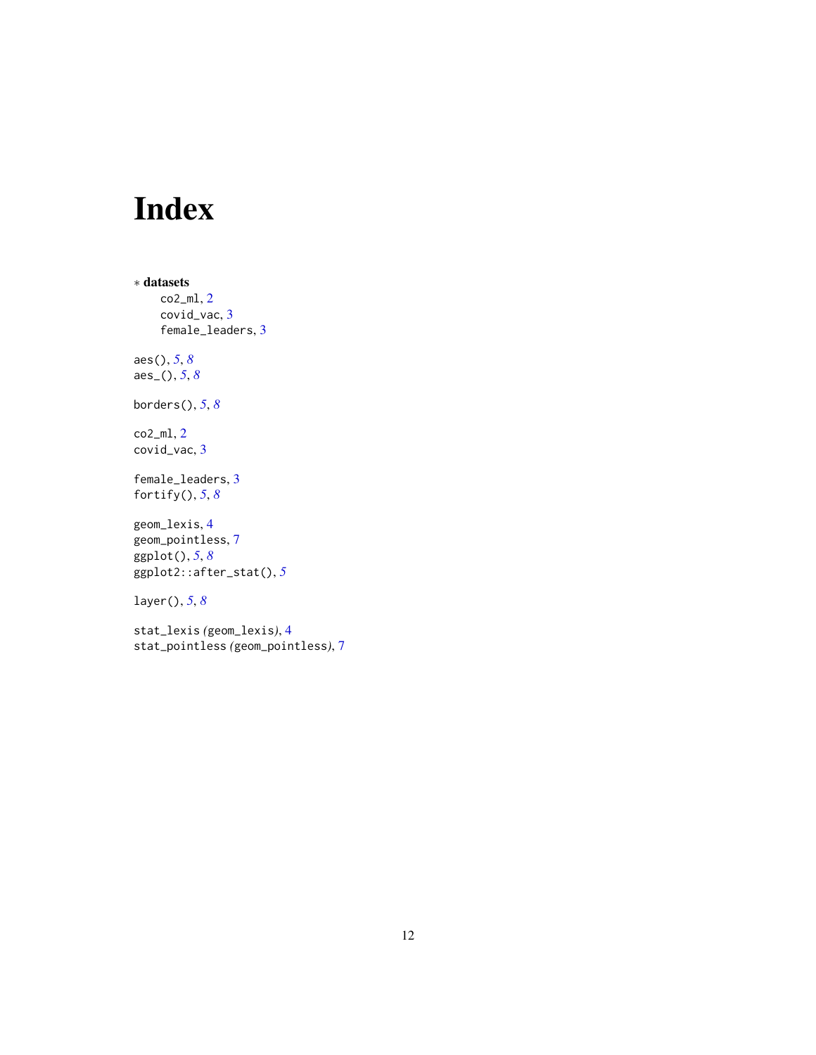# Index

∗ **datasets**
    co2_ml, 2
    covid_vac, 3
    female_leaders, 3

aes(), *5*, *8*
aes_(), *5*, *8*

borders(), *5*, *8*

co2_ml, 2
covid_vac, 3

female_leaders, 3
fortify(), *5*, *8*

geom_lexis, 4
geom_pointless, 7
ggplot(), *5*, *8*
ggplot2::after_stat(), *5*

layer(), *5*, *8*

stat_lexis *(*geom_lexis*)*, 4
stat_pointless *(*geom_pointless*)*, 7